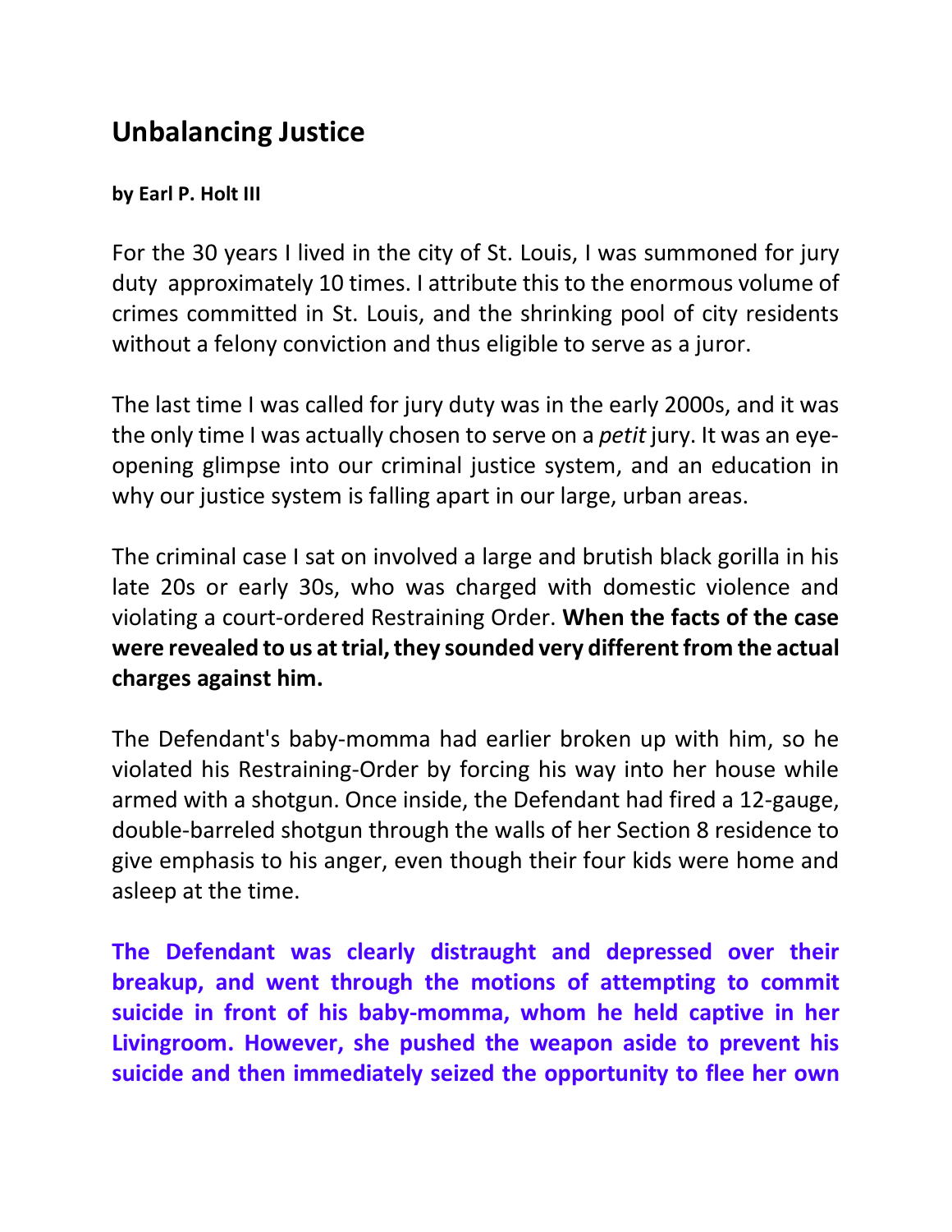## Unbalancing Justice

**by Earl P. Holt III**

For the 30 years I lived in the city of St. Louis, I was summoned for jury duty approximately 10 times. I attribute this to the enormous volume of crimes committed in St. Louis, and the shrinking pool of city residents without a felony conviction and thus eligible to serve as a juror.

The last time I was called for jury duty was in the early 2000s, and it was the only time I was actually chosen to serve on a *petit* jury. It was an eye-opening glimpse into our criminal justice system, and an education in why our justice system is falling apart in our large, urban areas.

The criminal case I sat on involved a large and brutish black gorilla in his late 20s or early 30s, who was charged with domestic violence and violating a court-ordered Restraining Order. **When the facts of the case were revealed to us at trial, they sounded very different from the actual charges against him.**

The Defendant's baby-momma had earlier broken up with him, so he violated his Restraining-Order by forcing his way into her house while armed with a shotgun. Once inside, the Defendant had fired a 12-gauge, double-barreled shotgun through the walls of her Section 8 residence to give emphasis to his anger, even though their four kids were home and asleep at the time.

**The Defendant was clearly distraught and depressed over their breakup, and went through the motions of attempting to commit suicide in front of his baby-momma, whom he held captive in her Livingroom. However, she pushed the weapon aside to prevent his suicide and then immediately seized the opportunity to flee her own**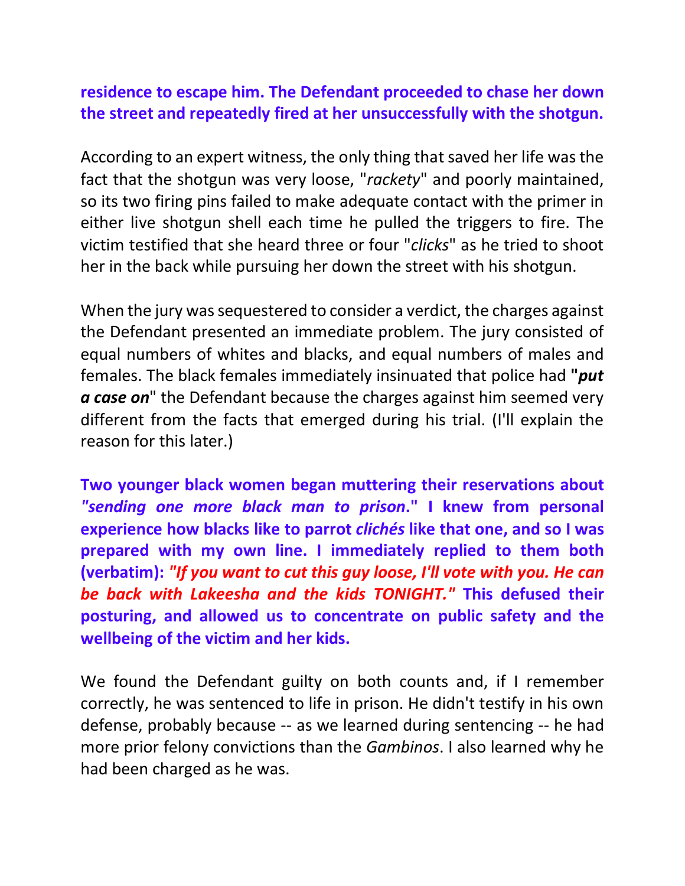**residence to escape him. The Defendant proceeded to chase her down the street and repeatedly fired at her unsuccessfully with the shotgun.**

According to an expert witness, the only thing that saved her life was the fact that the shotgun was very loose, "*rackety*" and poorly maintained, so its two firing pins failed to make adequate contact with the primer in either live shotgun shell each time he pulled the triggers to fire. The victim testified that she heard three or four "*clicks*" as he tried to shoot her in the back while pursuing her down the street with his shotgun.

When the jury was sequestered to consider a verdict, the charges against the Defendant presented an immediate problem. The jury consisted of equal numbers of whites and blacks, and equal numbers of males and females. The black females immediately insinuated that police had **"*put a case on*"** the Defendant because the charges against him seemed very different from the facts that emerged during his trial. (I'll explain the reason for this later.)

**Two younger black women began muttering their reservations about *"sending one more black man to prison*." I knew from personal experience how blacks like to parrot *clichés* like that one, and so I was prepared with my own line. I immediately replied to them both (verbatim): *"If you want to cut this guy loose, I'll vote with you. He can be back with Lakeesha and the kids TONIGHT."* This defused their posturing, and allowed us to concentrate on public safety and the wellbeing of the victim and her kids.**

We found the Defendant guilty on both counts and, if I remember correctly, he was sentenced to life in prison. He didn't testify in his own defense, probably because -- as we learned during sentencing -- he had more prior felony convictions than the *Gambinos*. I also learned why he had been charged as he was.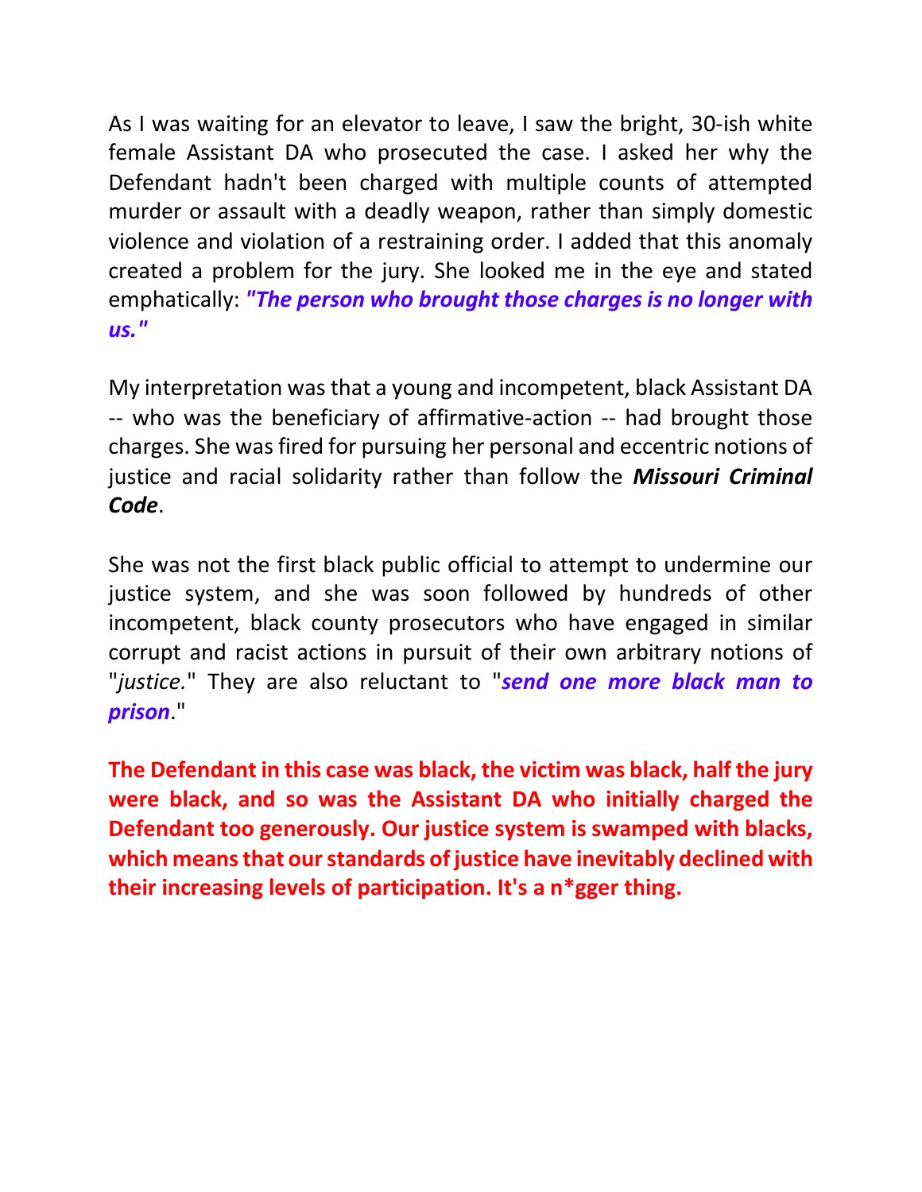As I was waiting for an elevator to leave, I saw the bright, 30-ish white female Assistant DA who prosecuted the case. I asked her why the Defendant hadn't been charged with multiple counts of attempted murder or assault with a deadly weapon, rather than simply domestic violence and violation of a restraining order. I added that this anomaly created a problem for the jury. She looked me in the eye and stated emphatically: ***"The person who brought those charges is no longer with us."***

My interpretation was that a young and incompetent, black Assistant DA -- who was the beneficiary of affirmative-action -- had brought those charges. She was fired for pursuing her personal and eccentric notions of justice and racial solidarity rather than follow the ***Missouri Criminal Code***.

She was not the first black public official to attempt to undermine our justice system, and she was soon followed by hundreds of other incompetent, black county prosecutors who have engaged in similar corrupt and racist actions in pursuit of their own arbitrary notions of "*justice.*" They are also reluctant to "***send one more black man to prison***."

**The Defendant in this case was black, the victim was black, half the jury were black, and so was the Assistant DA who initially charged the Defendant too generously. Our justice system is swamped with blacks, which means that our standards of justice have inevitably declined with their increasing levels of participation. It's a n*gger thing.**